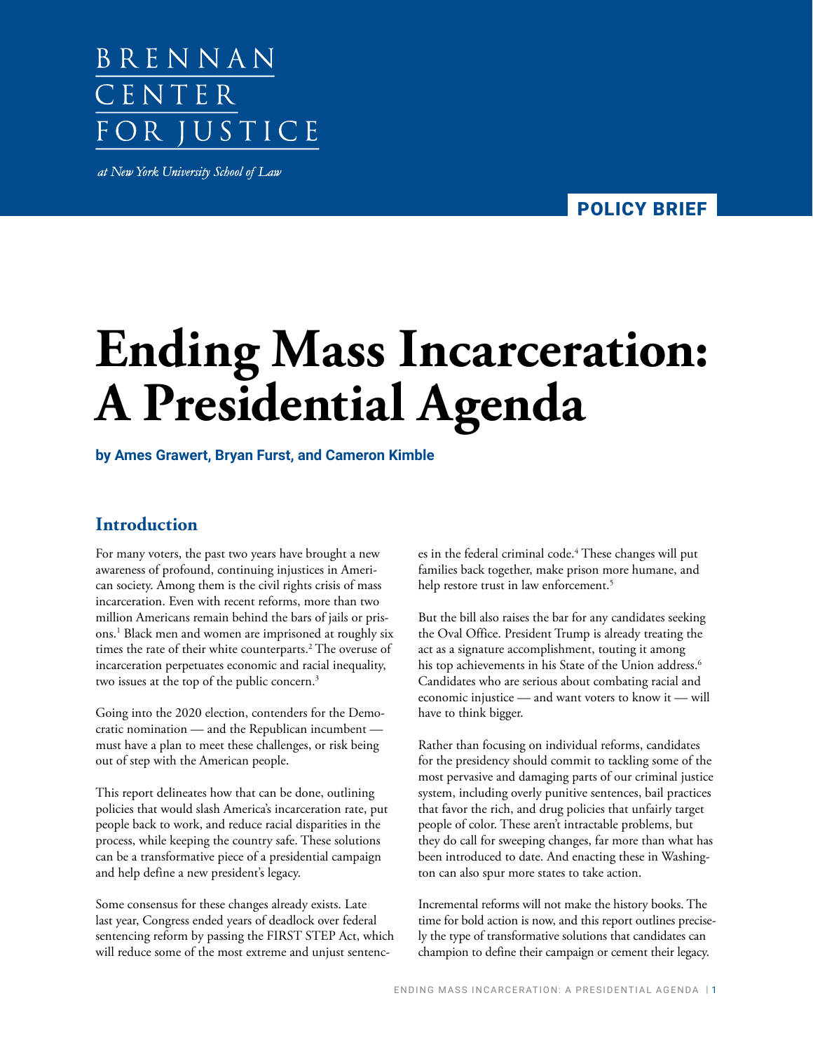BRENNAN CENTER FOR JUSTICE

*at New York University School of Law*

POLICY BRIEF

# Ending Mass Incarceration: A Presidential Agenda

**by Ames Grawert, Bryan Furst, and Cameron Kimble**

## Introduction

For many voters, the past two years have brought a new awareness of profound, continuing injustices in American society. Among them is the civil rights crisis of mass incarceration. Even with recent reforms, more than two million Americans remain behind the bars of jails or prisons.[1] Black men and women are imprisoned at roughly six times the rate of their white counterparts.[2] The overuse of incarceration perpetuates economic and racial inequality, two issues at the top of the public concern.[3]

Going into the 2020 election, contenders for the Democratic nomination — and the Republican incumbent — must have a plan to meet these challenges, or risk being out of step with the American people.

This report delineates how that can be done, outlining policies that would slash America's incarceration rate, put people back to work, and reduce racial disparities in the process, while keeping the country safe. These solutions can be a transformative piece of a presidential campaign and help define a new president's legacy.

Some consensus for these changes already exists. Late last year, Congress ended years of deadlock over federal sentencing reform by passing the FIRST STEP Act, which will reduce some of the most extreme and unjust sentences in the federal criminal code.[4] These changes will put families back together, make prison more humane, and help restore trust in law enforcement.[5]

But the bill also raises the bar for any candidates seeking the Oval Office. President Trump is already treating the act as a signature accomplishment, touting it among his top achievements in his State of the Union address.[6] Candidates who are serious about combating racial and economic injustice — and want voters to know it — will have to think bigger.

Rather than focusing on individual reforms, candidates for the presidency should commit to tackling some of the most pervasive and damaging parts of our criminal justice system, including overly punitive sentences, bail practices that favor the rich, and drug policies that unfairly target people of color. These aren't intractable problems, but they do call for sweeping changes, far more than what has been introduced to date. And enacting these in Washington can also spur more states to take action.

Incremental reforms will not make the history books. The time for bold action is now, and this report outlines precisely the type of transformative solutions that candidates can champion to define their campaign or cement their legacy.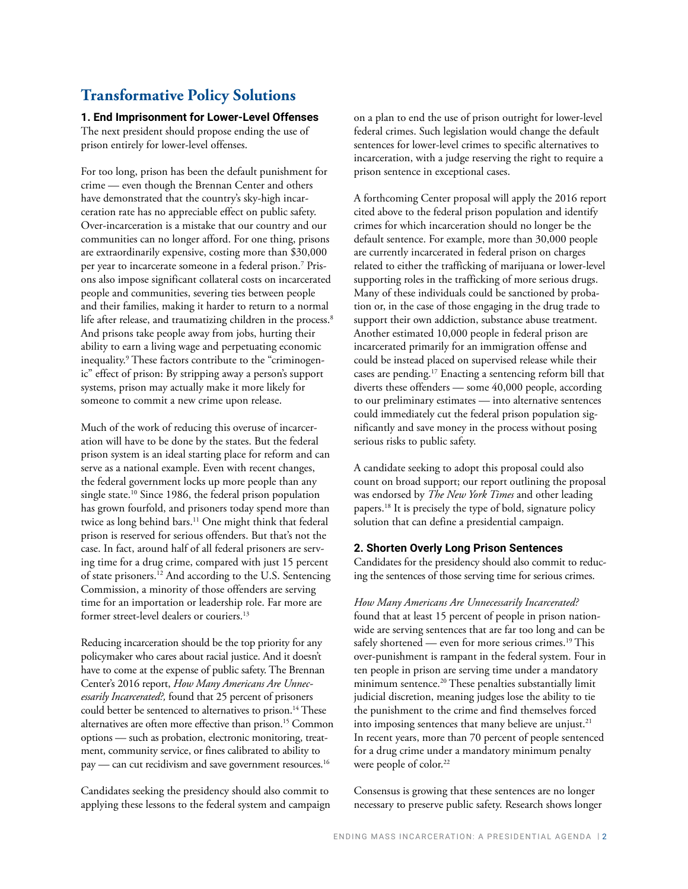## Transformative Policy Solutions

### 1. End Imprisonment for Lower-Level Offenses

The next president should propose ending the use of prison entirely for lower-level offenses.

For too long, prison has been the default punishment for crime — even though the Brennan Center and others have demonstrated that the country's sky-high incarceration rate has no appreciable effect on public safety. Over-incarceration is a mistake that our country and our communities can no longer afford. For one thing, prisons are extraordinarily expensive, costing more than $30,000 per year to incarcerate someone in a federal prison.[7] Prisons also impose significant collateral costs on incarcerated people and communities, severing ties between people and their families, making it harder to return to a normal life after release, and traumatizing children in the process.[8] And prisons take people away from jobs, hurting their ability to earn a living wage and perpetuating economic inequality.[9] These factors contribute to the "criminogenic" effect of prison: By stripping away a person's support systems, prison may actually make it more likely for someone to commit a new crime upon release.

Much of the work of reducing this overuse of incarceration will have to be done by the states. But the federal prison system is an ideal starting place for reform and can serve as a national example. Even with recent changes, the federal government locks up more people than any single state.[10] Since 1986, the federal prison population has grown fourfold, and prisoners today spend more than twice as long behind bars.[11] One might think that federal prison is reserved for serious offenders. But that's not the case. In fact, around half of all federal prisoners are serving time for a drug crime, compared with just 15 percent of state prisoners.[12] And according to the U.S. Sentencing Commission, a minority of those offenders are serving time for an importation or leadership role. Far more are former street-level dealers or couriers.[13]

Reducing incarceration should be the top priority for any policymaker who cares about racial justice. And it doesn't have to come at the expense of public safety. The Brennan Center's 2016 report, *How Many Americans Are Unnecessarily Incarcerated?*, found that 25 percent of prisoners could better be sentenced to alternatives to prison.[14] These alternatives are often more effective than prison.[15] Common options — such as probation, electronic monitoring, treatment, community service, or fines calibrated to ability to pay — can cut recidivism and save government resources.[16]

Candidates seeking the presidency should also commit to applying these lessons to the federal system and campaign on a plan to end the use of prison outright for lower-level federal crimes. Such legislation would change the default sentences for lower-level crimes to specific alternatives to incarceration, with a judge reserving the right to require a prison sentence in exceptional cases.

A forthcoming Center proposal will apply the 2016 report cited above to the federal prison population and identify crimes for which incarceration should no longer be the default sentence. For example, more than 30,000 people are currently incarcerated in federal prison on charges related to either the trafficking of marijuana or lower-level supporting roles in the trafficking of more serious drugs. Many of these individuals could be sanctioned by probation or, in the case of those engaging in the drug trade to support their own addiction, substance abuse treatment. Another estimated 10,000 people in federal prison are incarcerated primarily for an immigration offense and could be instead placed on supervised release while their cases are pending.[17] Enacting a sentencing reform bill that diverts these offenders — some 40,000 people, according to our preliminary estimates — into alternative sentences could immediately cut the federal prison population significantly and save money in the process without posing serious risks to public safety.

A candidate seeking to adopt this proposal could also count on broad support; our report outlining the proposal was endorsed by *The New York Times* and other leading papers.[18] It is precisely the type of bold, signature policy solution that can define a presidential campaign.

### 2. Shorten Overly Long Prison Sentences

Candidates for the presidency should also commit to reducing the sentences of those serving time for serious crimes.

*How Many Americans Are Unnecessarily Incarcerated?* found that at least 15 percent of people in prison nationwide are serving sentences that are far too long and can be safely shortened — even for more serious crimes.[19] This over-punishment is rampant in the federal system. Four in ten people in prison are serving time under a mandatory minimum sentence.[20] These penalties substantially limit judicial discretion, meaning judges lose the ability to tie the punishment to the crime and find themselves forced into imposing sentences that many believe are unjust.[21] In recent years, more than 70 percent of people sentenced for a drug crime under a mandatory minimum penalty were people of color.[22]

Consensus is growing that these sentences are no longer necessary to preserve public safety. Research shows longer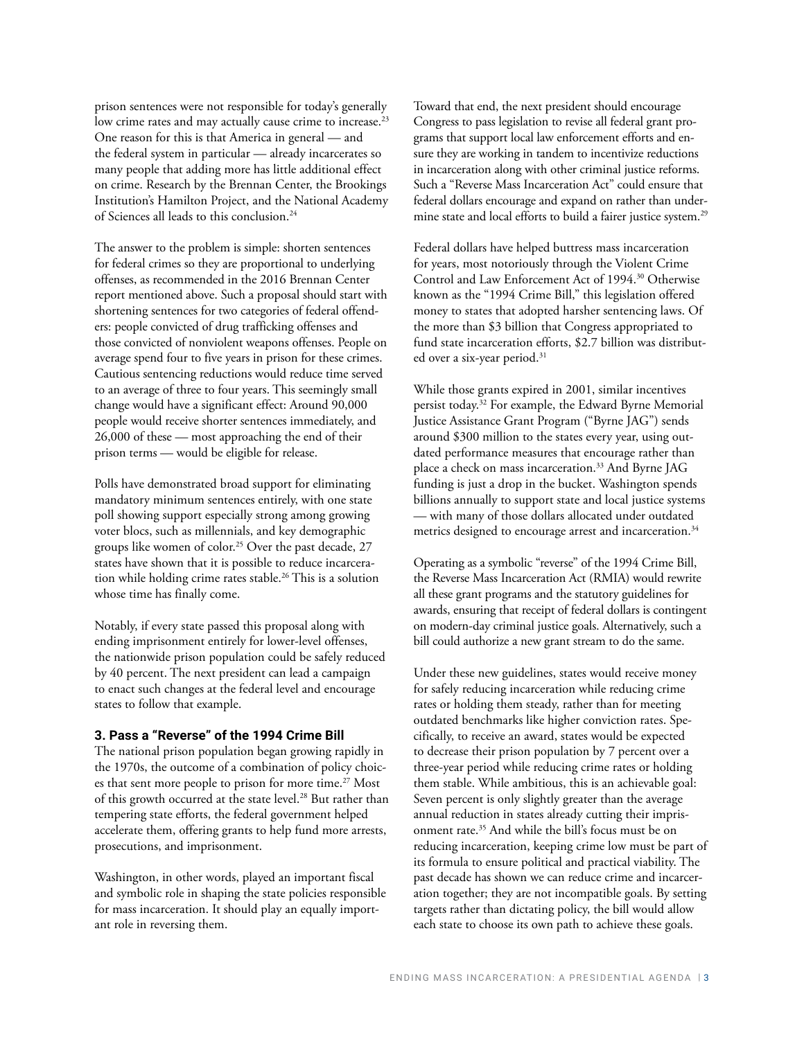prison sentences were not responsible for today's generally low crime rates and may actually cause crime to increase.[23] One reason for this is that America in general — and the federal system in particular — already incarcerates so many people that adding more has little additional effect on crime. Research by the Brennan Center, the Brookings Institution's Hamilton Project, and the National Academy of Sciences all leads to this conclusion.[24]

The answer to the problem is simple: shorten sentences for federal crimes so they are proportional to underlying offenses, as recommended in the 2016 Brennan Center report mentioned above. Such a proposal should start with shortening sentences for two categories of federal offenders: people convicted of drug trafficking offenses and those convicted of nonviolent weapons offenses. People on average spend four to five years in prison for these crimes. Cautious sentencing reductions would reduce time served to an average of three to four years. This seemingly small change would have a significant effect: Around 90,000 people would receive shorter sentences immediately, and 26,000 of these — most approaching the end of their prison terms — would be eligible for release.

Polls have demonstrated broad support for eliminating mandatory minimum sentences entirely, with one state poll showing support especially strong among growing voter blocs, such as millennials, and key demographic groups like women of color.[25] Over the past decade, 27 states have shown that it is possible to reduce incarceration while holding crime rates stable.[26] This is a solution whose time has finally come.

Notably, if every state passed this proposal along with ending imprisonment entirely for lower-level offenses, the nationwide prison population could be safely reduced by 40 percent. The next president can lead a campaign to enact such changes at the federal level and encourage states to follow that example.

### 3. Pass a "Reverse" of the 1994 Crime Bill

The national prison population began growing rapidly in the 1970s, the outcome of a combination of policy choices that sent more people to prison for more time.[27] Most of this growth occurred at the state level.[28] But rather than tempering state efforts, the federal government helped accelerate them, offering grants to help fund more arrests, prosecutions, and imprisonment.

Washington, in other words, played an important fiscal and symbolic role in shaping the state policies responsible for mass incarceration. It should play an equally important role in reversing them.

Toward that end, the next president should encourage Congress to pass legislation to revise all federal grant programs that support local law enforcement efforts and ensure they are working in tandem to incentivize reductions in incarceration along with other criminal justice reforms. Such a "Reverse Mass Incarceration Act" could ensure that federal dollars encourage and expand on rather than undermine state and local efforts to build a fairer justice system.[29]

Federal dollars have helped buttress mass incarceration for years, most notoriously through the Violent Crime Control and Law Enforcement Act of 1994.[30] Otherwise known as the "1994 Crime Bill," this legislation offered money to states that adopted harsher sentencing laws. Of the more than $3 billion that Congress appropriated to fund state incarceration efforts, $2.7 billion was distributed over a six-year period.[31]

While those grants expired in 2001, similar incentives persist today.[32] For example, the Edward Byrne Memorial Justice Assistance Grant Program ("Byrne JAG") sends around $300 million to the states every year, using outdated performance measures that encourage rather than place a check on mass incarceration.[33] And Byrne JAG funding is just a drop in the bucket. Washington spends billions annually to support state and local justice systems — with many of those dollars allocated under outdated metrics designed to encourage arrest and incarceration.[34]

Operating as a symbolic "reverse" of the 1994 Crime Bill, the Reverse Mass Incarceration Act (RMIA) would rewrite all these grant programs and the statutory guidelines for awards, ensuring that receipt of federal dollars is contingent on modern-day criminal justice goals. Alternatively, such a bill could authorize a new grant stream to do the same.

Under these new guidelines, states would receive money for safely reducing incarceration while reducing crime rates or holding them steady, rather than for meeting outdated benchmarks like higher conviction rates. Specifically, to receive an award, states would be expected to decrease their prison population by 7 percent over a three-year period while reducing crime rates or holding them stable. While ambitious, this is an achievable goal: Seven percent is only slightly greater than the average annual reduction in states already cutting their imprisonment rate.[35] And while the bill's focus must be on reducing incarceration, keeping crime low must be part of its formula to ensure political and practical viability. The past decade has shown we can reduce crime and incarceration together; they are not incompatible goals. By setting targets rather than dictating policy, the bill would allow each state to choose its own path to achieve these goals.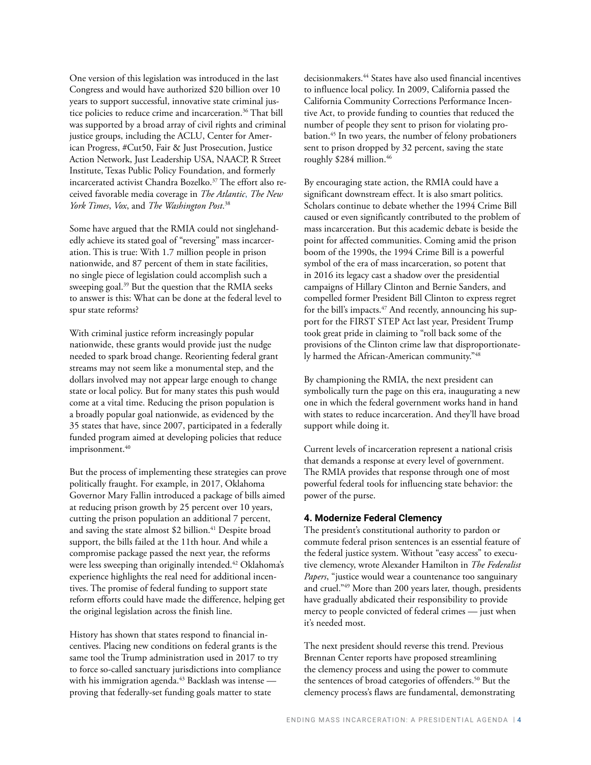One version of this legislation was introduced in the last Congress and would have authorized $20 billion over 10 years to support successful, innovative state criminal justice policies to reduce crime and incarceration.[36] That bill was supported by a broad array of civil rights and criminal justice groups, including the ACLU, Center for American Progress, #Cut50, Fair & Just Prosecution, Justice Action Network, Just Leadership USA, NAACP, R Street Institute, Texas Public Policy Foundation, and formerly incarcerated activist Chandra Bozelko.[37] The effort also received favorable media coverage in *The Atlantic*, *The New York Times*, *Vox*, and *The Washington Post*.[38]

Some have argued that the RMIA could not singlehandedly achieve its stated goal of "reversing" mass incarceration. This is true: With 1.7 million people in prison nationwide, and 87 percent of them in state facilities, no single piece of legislation could accomplish such a sweeping goal.[39] But the question that the RMIA seeks to answer is this: What can be done at the federal level to spur state reforms?

With criminal justice reform increasingly popular nationwide, these grants would provide just the nudge needed to spark broad change. Reorienting federal grant streams may not seem like a monumental step, and the dollars involved may not appear large enough to change state or local policy. But for many states this push would come at a vital time. Reducing the prison population is a broadly popular goal nationwide, as evidenced by the 35 states that have, since 2007, participated in a federally funded program aimed at developing policies that reduce imprisonment.[40]

But the process of implementing these strategies can prove politically fraught. For example, in 2017, Oklahoma Governor Mary Fallin introduced a package of bills aimed at reducing prison growth by 25 percent over 10 years, cutting the prison population an additional 7 percent, and saving the state almost $2 billion.[41] Despite broad support, the bills failed at the 11th hour. And while a compromise package passed the next year, the reforms were less sweeping than originally intended.[42] Oklahoma's experience highlights the real need for additional incentives. The promise of federal funding to support state reform efforts could have made the difference, helping get the original legislation across the finish line.

History has shown that states respond to financial incentives. Placing new conditions on federal grants is the same tool the Trump administration used in 2017 to try to force so-called sanctuary jurisdictions into compliance with his immigration agenda.[43] Backlash was intense — proving that federally-set funding goals matter to state decisionmakers.[44] States have also used financial incentives to influence local policy. In 2009, California passed the California Community Corrections Performance Incentive Act, to provide funding to counties that reduced the number of people they sent to prison for violating probation.[45] In two years, the number of felony probationers sent to prison dropped by 32 percent, saving the state roughly $284 million.[46]

By encouraging state action, the RMIA could have a significant downstream effect. It is also smart politics. Scholars continue to debate whether the 1994 Crime Bill caused or even significantly contributed to the problem of mass incarceration. But this academic debate is beside the point for affected communities. Coming amid the prison boom of the 1990s, the 1994 Crime Bill is a powerful symbol of the era of mass incarceration, so potent that in 2016 its legacy cast a shadow over the presidential campaigns of Hillary Clinton and Bernie Sanders, and compelled former President Bill Clinton to express regret for the bill's impacts.[47] And recently, announcing his support for the FIRST STEP Act last year, President Trump took great pride in claiming to "roll back some of the provisions of the Clinton crime law that disproportionately harmed the African-American community."[48]

By championing the RMIA, the next president can symbolically turn the page on this era, inaugurating a new one in which the federal government works hand in hand with states to reduce incarceration. And they'll have broad support while doing it.

Current levels of incarceration represent a national crisis that demands a response at every level of government. The RMIA provides that response through one of most powerful federal tools for influencing state behavior: the power of the purse.

### 4. Modernize Federal Clemency

The president's constitutional authority to pardon or commute federal prison sentences is an essential feature of the federal justice system. Without "easy access" to executive clemency, wrote Alexander Hamilton in *The Federalist Papers*, "justice would wear a countenance too sanguinary and cruel."[49] More than 200 years later, though, presidents have gradually abdicated their responsibility to provide mercy to people convicted of federal crimes — just when it's needed most.

The next president should reverse this trend. Previous Brennan Center reports have proposed streamlining the clemency process and using the power to commute the sentences of broad categories of offenders.[50] But the clemency process's flaws are fundamental, demonstrating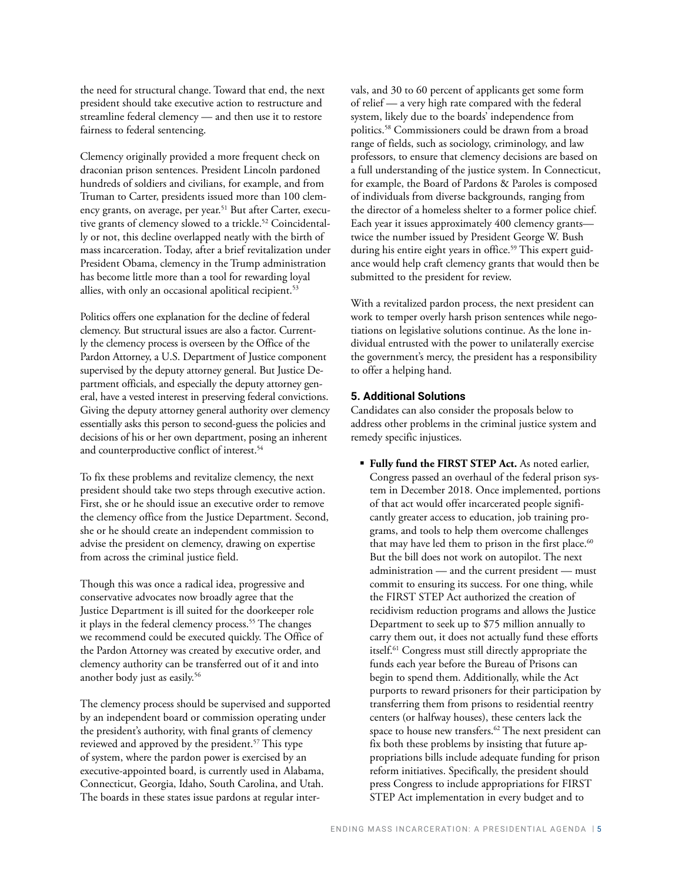the need for structural change. Toward that end, the next president should take executive action to restructure and streamline federal clemency — and then use it to restore fairness to federal sentencing.

Clemency originally provided a more frequent check on draconian prison sentences. President Lincoln pardoned hundreds of soldiers and civilians, for example, and from Truman to Carter, presidents issued more than 100 clemency grants, on average, per year.[51] But after Carter, executive grants of clemency slowed to a trickle.[52] Coincidentally or not, this decline overlapped neatly with the birth of mass incarceration. Today, after a brief revitalization under President Obama, clemency in the Trump administration has become little more than a tool for rewarding loyal allies, with only an occasional apolitical recipient.[53]

Politics offers one explanation for the decline of federal clemency. But structural issues are also a factor. Currently the clemency process is overseen by the Office of the Pardon Attorney, a U.S. Department of Justice component supervised by the deputy attorney general. But Justice Department officials, and especially the deputy attorney general, have a vested interest in preserving federal convictions. Giving the deputy attorney general authority over clemency essentially asks this person to second-guess the policies and decisions of his or her own department, posing an inherent and counterproductive conflict of interest.[54]

To fix these problems and revitalize clemency, the next president should take two steps through executive action. First, she or he should issue an executive order to remove the clemency office from the Justice Department. Second, she or he should create an independent commission to advise the president on clemency, drawing on expertise from across the criminal justice field.

Though this was once a radical idea, progressive and conservative advocates now broadly agree that the Justice Department is ill suited for the doorkeeper role it plays in the federal clemency process.[55] The changes we recommend could be executed quickly. The Office of the Pardon Attorney was created by executive order, and clemency authority can be transferred out of it and into another body just as easily.[56]

The clemency process should be supervised and supported by an independent board or commission operating under the president's authority, with final grants of clemency reviewed and approved by the president.[57] This type of system, where the pardon power is exercised by an executive-appointed board, is currently used in Alabama, Connecticut, Georgia, Idaho, South Carolina, and Utah. The boards in these states issue pardons at regular intervals, and 30 to 60 percent of applicants get some form of relief — a very high rate compared with the federal system, likely due to the boards' independence from politics.[58] Commissioners could be drawn from a broad range of fields, such as sociology, criminology, and law professors, to ensure that clemency decisions are based on a full understanding of the justice system. In Connecticut, for example, the Board of Pardons & Paroles is composed of individuals from diverse backgrounds, ranging from the director of a homeless shelter to a former police chief. Each year it issues approximately 400 clemency grants—twice the number issued by President George W. Bush during his entire eight years in office.[59] This expert guidance would help craft clemency grants that would then be submitted to the president for review.

With a revitalized pardon process, the next president can work to temper overly harsh prison sentences while negotiations on legislative solutions continue. As the lone individual entrusted with the power to unilaterally exercise the government's mercy, the president has a responsibility to offer a helping hand.

### 5. Additional Solutions

Candidates can also consider the proposals below to address other problems in the criminal justice system and remedy specific injustices.

- **Fully fund the FIRST STEP Act.** As noted earlier, Congress passed an overhaul of the federal prison system in December 2018. Once implemented, portions of that act would offer incarcerated people significantly greater access to education, job training programs, and tools to help them overcome challenges that may have led them to prison in the first place.[60] But the bill does not work on autopilot. The next administration — and the current president — must commit to ensuring its success. For one thing, while the FIRST STEP Act authorized the creation of recidivism reduction programs and allows the Justice Department to seek up to $75 million annually to carry them out, it does not actually fund these efforts itself.[61] Congress must still directly appropriate the funds each year before the Bureau of Prisons can begin to spend them. Additionally, while the Act purports to reward prisoners for their participation by transferring them from prisons to residential reentry centers (or halfway houses), these centers lack the space to house new transfers.[62] The next president can fix both these problems by insisting that future appropriations bills include adequate funding for prison reform initiatives. Specifically, the president should press Congress to include appropriations for FIRST STEP Act implementation in every budget and to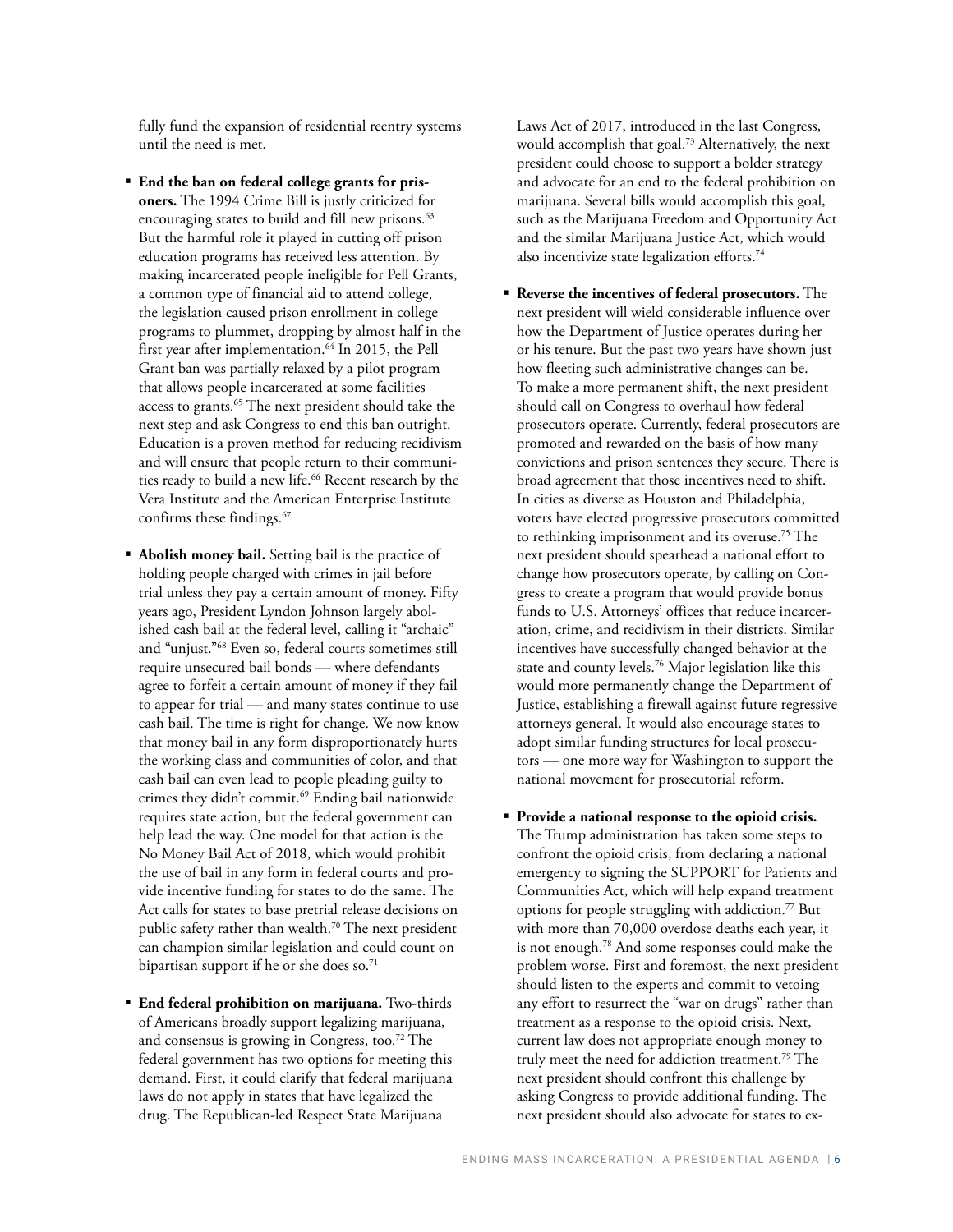fully fund the expansion of residential reentry systems until the need is met.

- **End the ban on federal college grants for prisoners.** The 1994 Crime Bill is justly criticized for encouraging states to build and fill new prisons.[63] But the harmful role it played in cutting off prison education programs has received less attention. By making incarcerated people ineligible for Pell Grants, a common type of financial aid to attend college, the legislation caused prison enrollment in college programs to plummet, dropping by almost half in the first year after implementation.[64] In 2015, the Pell Grant ban was partially relaxed by a pilot program that allows people incarcerated at some facilities access to grants.[65] The next president should take the next step and ask Congress to end this ban outright. Education is a proven method for reducing recidivism and will ensure that people return to their communities ready to build a new life.[66] Recent research by the Vera Institute and the American Enterprise Institute confirms these findings.[67]

- **Abolish money bail.** Setting bail is the practice of holding people charged with crimes in jail before trial unless they pay a certain amount of money. Fifty years ago, President Lyndon Johnson largely abolished cash bail at the federal level, calling it "archaic" and "unjust."[68] Even so, federal courts sometimes still require unsecured bail bonds — where defendants agree to forfeit a certain amount of money if they fail to appear for trial — and many states continue to use cash bail. The time is right for change. We now know that money bail in any form disproportionately hurts the working class and communities of color, and that cash bail can even lead to people pleading guilty to crimes they didn't commit.[69] Ending bail nationwide requires state action, but the federal government can help lead the way. One model for that action is the No Money Bail Act of 2018, which would prohibit the use of bail in any form in federal courts and provide incentive funding for states to do the same. The Act calls for states to base pretrial release decisions on public safety rather than wealth.[70] The next president can champion similar legislation and could count on bipartisan support if he or she does so.[71]

- **End federal prohibition on marijuana.** Two-thirds of Americans broadly support legalizing marijuana, and consensus is growing in Congress, too.[72] The federal government has two options for meeting this demand. First, it could clarify that federal marijuana laws do not apply in states that have legalized the drug. The Republican-led Respect State Marijuana Laws Act of 2017, introduced in the last Congress, would accomplish that goal.[73] Alternatively, the next president could choose to support a bolder strategy and advocate for an end to the federal prohibition on marijuana. Several bills would accomplish this goal, such as the Marijuana Freedom and Opportunity Act and the similar Marijuana Justice Act, which would also incentivize state legalization efforts.[74]

- **Reverse the incentives of federal prosecutors.** The next president will wield considerable influence over how the Department of Justice operates during her or his tenure. But the past two years have shown just how fleeting such administrative changes can be. To make a more permanent shift, the next president should call on Congress to overhaul how federal prosecutors operate. Currently, federal prosecutors are promoted and rewarded on the basis of how many convictions and prison sentences they secure. There is broad agreement that those incentives need to shift. In cities as diverse as Houston and Philadelphia, voters have elected progressive prosecutors committed to rethinking imprisonment and its overuse.[75] The next president should spearhead a national effort to change how prosecutors operate, by calling on Congress to create a program that would provide bonus funds to U.S. Attorneys' offices that reduce incarceration, crime, and recidivism in their districts. Similar incentives have successfully changed behavior at the state and county levels.[76] Major legislation like this would more permanently change the Department of Justice, establishing a firewall against future regressive attorneys general. It would also encourage states to adopt similar funding structures for local prosecutors — one more way for Washington to support the national movement for prosecutorial reform.

- **Provide a national response to the opioid crisis.** The Trump administration has taken some steps to confront the opioid crisis, from declaring a national emergency to signing the SUPPORT for Patients and Communities Act, which will help expand treatment options for people struggling with addiction.[77] But with more than 70,000 overdose deaths each year, it is not enough.[78] And some responses could make the problem worse. First and foremost, the next president should listen to the experts and commit to vetoing any effort to resurrect the "war on drugs" rather than treatment as a response to the opioid crisis. Next, current law does not appropriate enough money to truly meet the need for addiction treatment.[79] The next president should confront this challenge by asking Congress to provide additional funding. The next president should also advocate for states to ex-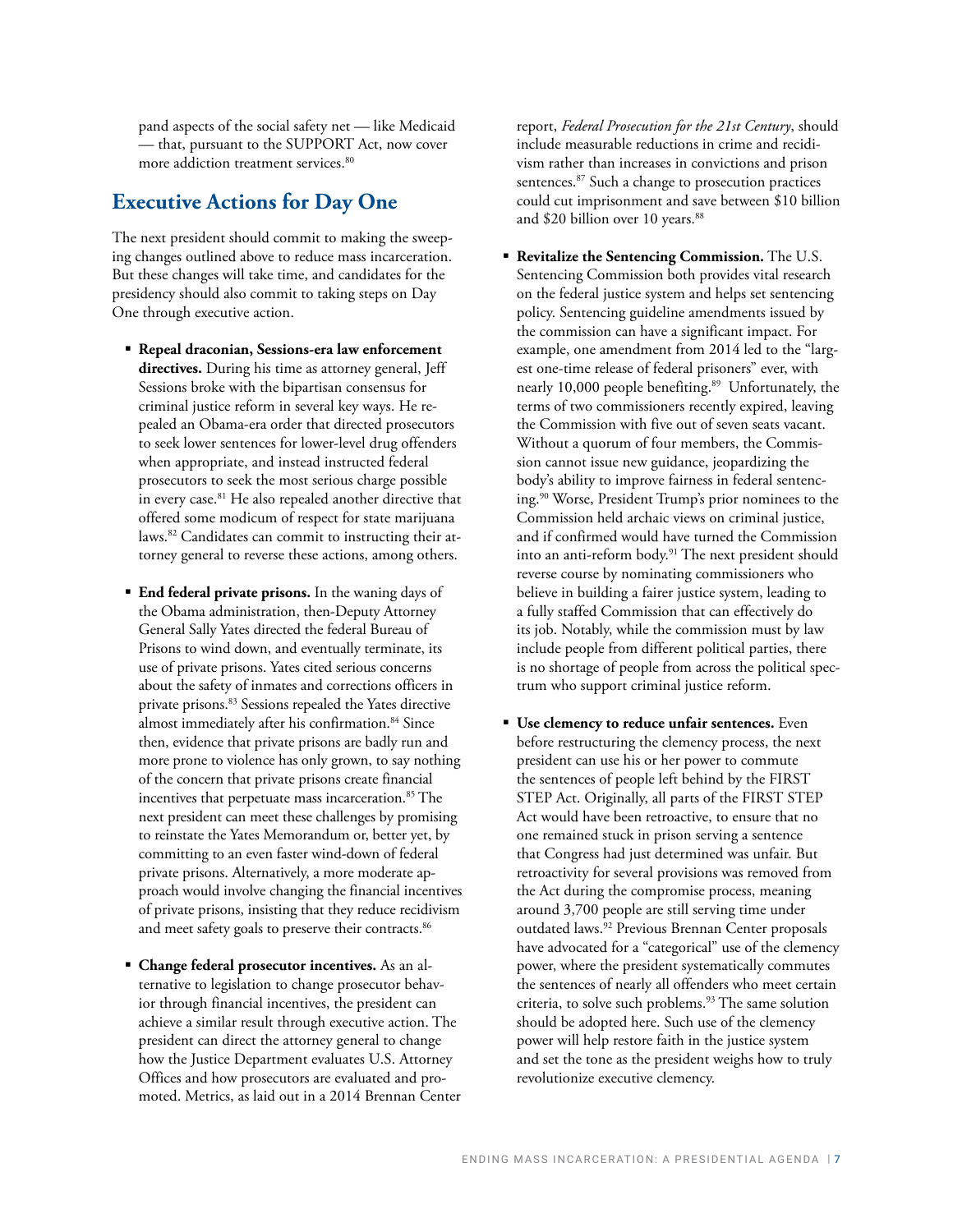pand aspects of the social safety net — like Medicaid — that, pursuant to the SUPPORT Act, now cover more addiction treatment services.[80]

## Executive Actions for Day One

The next president should commit to making the sweeping changes outlined above to reduce mass incarceration. But these changes will take time, and candidates for the presidency should also commit to taking steps on Day One through executive action.

- **Repeal draconian, Sessions-era law enforcement directives.** During his time as attorney general, Jeff Sessions broke with the bipartisan consensus for criminal justice reform in several key ways. He repealed an Obama-era order that directed prosecutors to seek lower sentences for lower-level drug offenders when appropriate, and instead instructed federal prosecutors to seek the most serious charge possible in every case.[81] He also repealed another directive that offered some modicum of respect for state marijuana laws.[82] Candidates can commit to instructing their attorney general to reverse these actions, among others.

- **End federal private prisons.** In the waning days of the Obama administration, then-Deputy Attorney General Sally Yates directed the federal Bureau of Prisons to wind down, and eventually terminate, its use of private prisons. Yates cited serious concerns about the safety of inmates and corrections officers in private prisons.[83] Sessions repealed the Yates directive almost immediately after his confirmation.[84] Since then, evidence that private prisons are badly run and more prone to violence has only grown, to say nothing of the concern that private prisons create financial incentives that perpetuate mass incarceration.[85] The next president can meet these challenges by promising to reinstate the Yates Memorandum or, better yet, by committing to an even faster wind-down of federal private prisons. Alternatively, a more moderate approach would involve changing the financial incentives of private prisons, insisting that they reduce recidivism and meet safety goals to preserve their contracts.[86]

- **Change federal prosecutor incentives.** As an alternative to legislation to change prosecutor behavior through financial incentives, the president can achieve a similar result through executive action. The president can direct the attorney general to change how the Justice Department evaluates U.S. Attorney Offices and how prosecutors are evaluated and promoted. Metrics, as laid out in a 2014 Brennan Center report, *Federal Prosecution for the 21st Century*, should include measurable reductions in crime and recidivism rather than increases in convictions and prison sentences.[87] Such a change to prosecution practices could cut imprisonment and save between $10 billion and $20 billion over 10 years.[88]

- **Revitalize the Sentencing Commission.** The U.S. Sentencing Commission both provides vital research on the federal justice system and helps set sentencing policy. Sentencing guideline amendments issued by the commission can have a significant impact. For example, one amendment from 2014 led to the "largest one-time release of federal prisoners" ever, with nearly 10,000 people benefiting.[89] Unfortunately, the terms of two commissioners recently expired, leaving the Commission with five out of seven seats vacant. Without a quorum of four members, the Commission cannot issue new guidance, jeopardizing the body's ability to improve fairness in federal sentencing.[90] Worse, President Trump's prior nominees to the Commission held archaic views on criminal justice, and if confirmed would have turned the Commission into an anti-reform body.[91] The next president should reverse course by nominating commissioners who believe in building a fairer justice system, leading to a fully staffed Commission that can effectively do its job. Notably, while the commission must by law include people from different political parties, there is no shortage of people from across the political spectrum who support criminal justice reform.

- **Use clemency to reduce unfair sentences.** Even before restructuring the clemency process, the next president can use his or her power to commute the sentences of people left behind by the FIRST STEP Act. Originally, all parts of the FIRST STEP Act would have been retroactive, to ensure that no one remained stuck in prison serving a sentence that Congress had just determined was unfair. But retroactivity for several provisions was removed from the Act during the compromise process, meaning around 3,700 people are still serving time under outdated laws.[92] Previous Brennan Center proposals have advocated for a "categorical" use of the clemency power, where the president systematically commutes the sentences of nearly all offenders who meet certain criteria, to solve such problems.[93] The same solution should be adopted here. Such use of the clemency power will help restore faith in the justice system and set the tone as the president weighs how to truly revolutionize executive clemency.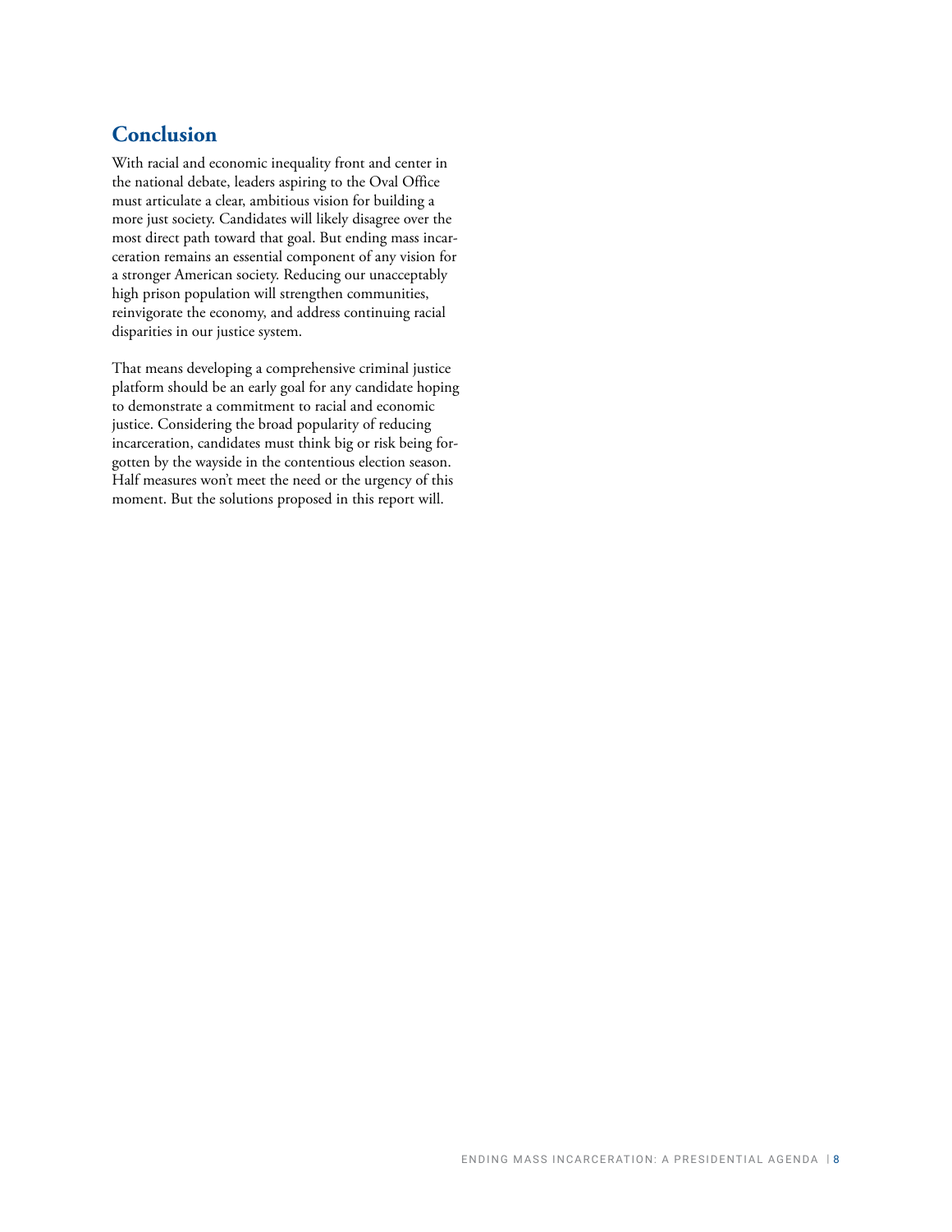## Conclusion

With racial and economic inequality front and center in the national debate, leaders aspiring to the Oval Office must articulate a clear, ambitious vision for building a more just society. Candidates will likely disagree over the most direct path toward that goal. But ending mass incarceration remains an essential component of any vision for a stronger American society. Reducing our unacceptably high prison population will strengthen communities, reinvigorate the economy, and address continuing racial disparities in our justice system.

That means developing a comprehensive criminal justice platform should be an early goal for any candidate hoping to demonstrate a commitment to racial and economic justice. Considering the broad popularity of reducing incarceration, candidates must think big or risk being forgotten by the wayside in the contentious election season. Half measures won't meet the need or the urgency of this moment. But the solutions proposed in this report will.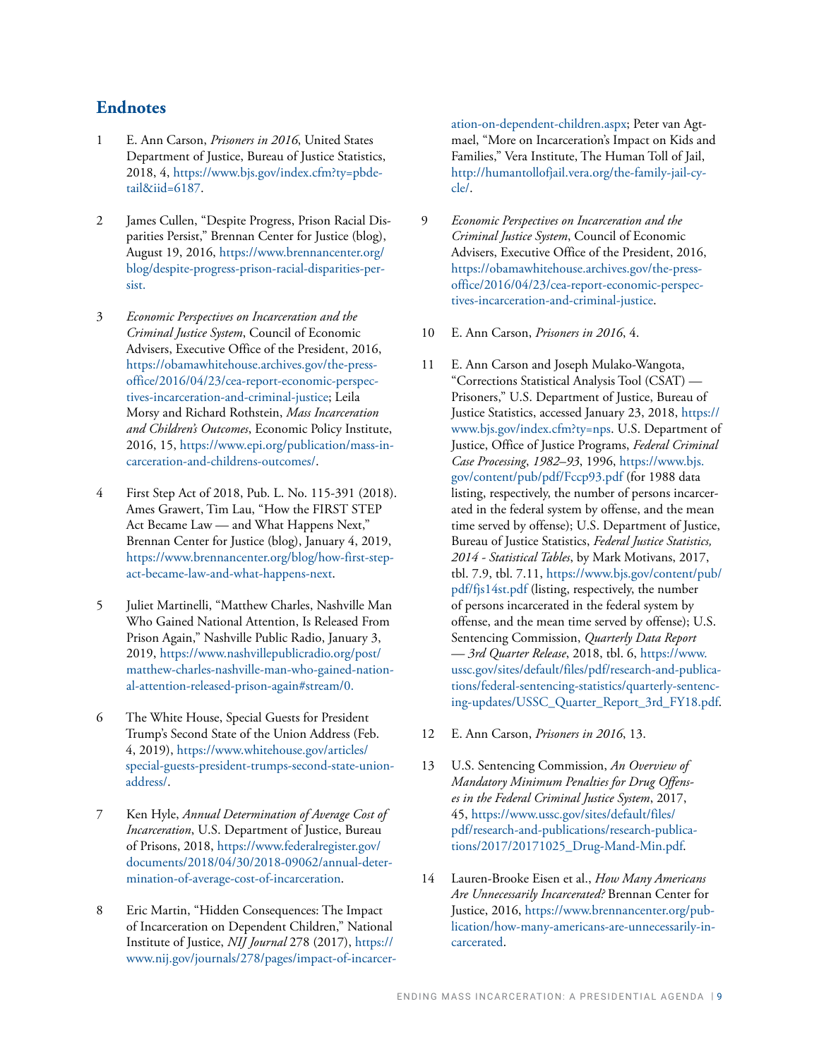## Endnotes

1. E. Ann Carson, *Prisoners in 2016*, United States Department of Justice, Bureau of Justice Statistics, 2018, 4, https://www.bjs.gov/index.cfm?ty=pbdetail&iid=6187.

2. James Cullen, "Despite Progress, Prison Racial Disparities Persist," Brennan Center for Justice (blog), August 19, 2016, https://www.brennancenter.org/blog/despite-progress-prison-racial-disparities-persist.

3. *Economic Perspectives on Incarceration and the Criminal Justice System*, Council of Economic Advisers, Executive Office of the President, 2016, https://obamawhitehouse.archives.gov/the-press-office/2016/04/23/cea-report-economic-perspectives-incarceration-and-criminal-justice; Leila Morsy and Richard Rothstein, *Mass Incarceration and Children's Outcomes*, Economic Policy Institute, 2016, 15, https://www.epi.org/publication/mass-incarceration-and-childrens-outcomes/.

4. First Step Act of 2018, Pub. L. No. 115-391 (2018). Ames Grawert, Tim Lau, "How the FIRST STEP Act Became Law — and What Happens Next," Brennan Center for Justice (blog), January 4, 2019, https://www.brennancenter.org/blog/how-first-step-act-became-law-and-what-happens-next.

5. Juliet Martinelli, "Matthew Charles, Nashville Man Who Gained National Attention, Is Released From Prison Again," Nashville Public Radio, January 3, 2019, https://www.nashvillepublicradio.org/post/matthew-charles-nashville-man-who-gained-national-attention-released-prison-again#stream/0.

6. The White House, Special Guests for President Trump's Second State of the Union Address (Feb. 4, 2019), https://www.whitehouse.gov/articles/special-guests-president-trumps-second-state-union-address/.

7. Ken Hyle, *Annual Determination of Average Cost of Incarceration*, U.S. Department of Justice, Bureau of Prisons, 2018, https://www.federalregister.gov/documents/2018/04/30/2018-09062/annual-determination-of-average-cost-of-incarceration.

8. Eric Martin, "Hidden Consequences: The Impact of Incarceration on Dependent Children," National Institute of Justice, *NIJ Journal* 278 (2017), https://www.nij.gov/journals/278/pages/impact-of-incarceration-on-dependent-children.aspx; Peter van Agtmael, "More on Incarceration's Impact on Kids and Families," Vera Institute, The Human Toll of Jail, http://humantollofjail.vera.org/the-family-jail-cycle/.

9. *Economic Perspectives on Incarceration and the Criminal Justice System*, Council of Economic Advisers, Executive Office of the President, 2016, https://obamawhitehouse.archives.gov/the-press-office/2016/04/23/cea-report-economic-perspectives-incarceration-and-criminal-justice.

10. E. Ann Carson, *Prisoners in 2016*, 4.

11. E. Ann Carson and Joseph Mulako-Wangota, "Corrections Statistical Analysis Tool (CSAT) — Prisoners," U.S. Department of Justice, Bureau of Justice Statistics, accessed January 23, 2018, https://www.bjs.gov/index.cfm?ty=nps. U.S. Department of Justice, Office of Justice Programs, *Federal Criminal Case Processing, 1982–93*, 1996, https://www.bjs.gov/content/pub/pdf/Fccp93.pdf (for 1988 data listing, respectively, the number of persons incarcerated in the federal system by offense, and the mean time served by offense); U.S. Department of Justice, Bureau of Justice Statistics, *Federal Justice Statistics, 2014 - Statistical Tables*, by Mark Motivans, 2017, tbl. 7.9, tbl. 7.11, https://www.bjs.gov/content/pub/pdf/fjs14st.pdf (listing, respectively, the number of persons incarcerated in the federal system by offense, and the mean time served by offense); U.S. Sentencing Commission, *Quarterly Data Report — 3rd Quarter Release*, 2018, tbl. 6, https://www.ussc.gov/sites/default/files/pdf/research-and-publications/federal-sentencing-statistics/quarterly-sentencing-updates/USSC_Quarter_Report_3rd_FY18.pdf.

12. E. Ann Carson, *Prisoners in 2016*, 13.

13. U.S. Sentencing Commission, *An Overview of Mandatory Minimum Penalties for Drug Offenses in the Federal Criminal Justice System*, 2017, 45, https://www.ussc.gov/sites/default/files/pdf/research-and-publications/research-publications/2017/20171025_Drug-Mand-Min.pdf.

14. Lauren-Brooke Eisen et al., *How Many Americans Are Unnecessarily Incarcerated?* Brennan Center for Justice, 2016, https://www.brennancenter.org/publication/how-many-americans-are-unnecessarily-incarcerated.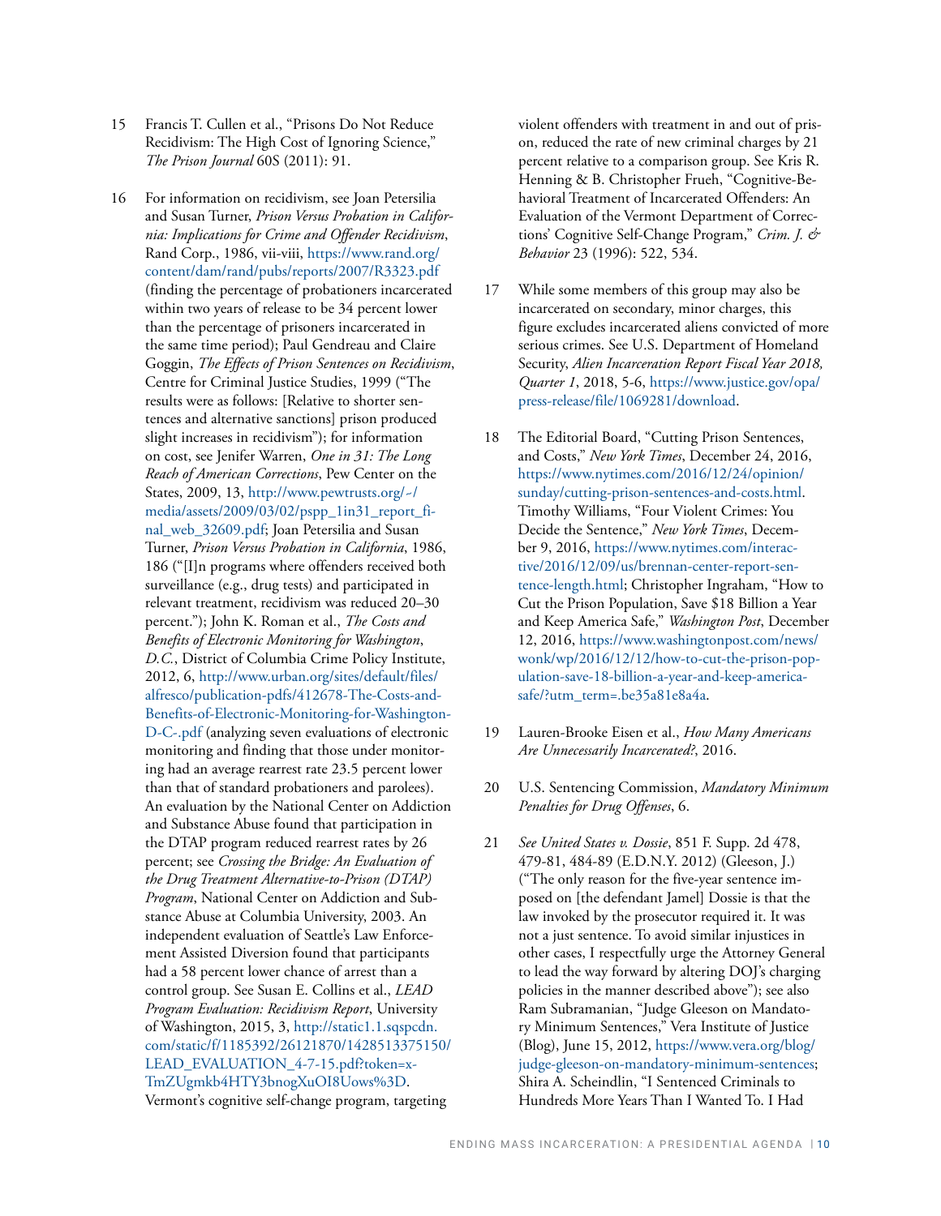15 Francis T. Cullen et al., "Prisons Do Not Reduce Recidivism: The High Cost of Ignoring Science," *The Prison Journal* 60S (2011): 91.

16 For information on recidivism, see Joan Petersilia and Susan Turner, *Prison Versus Probation in California: Implications for Crime and Offender Recidivism*, Rand Corp., 1986, vii-viii, https://www.rand.org/content/dam/rand/pubs/reports/2007/R3323.pdf (finding the percentage of probationers incarcerated within two years of release to be 34 percent lower than the percentage of prisoners incarcerated in the same time period); Paul Gendreau and Claire Goggin, *The Effects of Prison Sentences on Recidivism*, Centre for Criminal Justice Studies, 1999 ("The results were as follows: [Relative to shorter sentences and alternative sanctions] prison produced slight increases in recidivism"); for information on cost, see Jenifer Warren, *One in 31: The Long Reach of American Corrections*, Pew Center on the States, 2009, 13, http://www.pewtrusts.org/~/media/assets/2009/03/02/pspp_1in31_report_final_web_32609.pdf; Joan Petersilia and Susan Turner, *Prison Versus Probation in California*, 1986, 186 ("[I]n programs where offenders received both surveillance (e.g., drug tests) and participated in relevant treatment, recidivism was reduced 20–30 percent."); John K. Roman et al., *The Costs and Benefits of Electronic Monitoring for Washington, D.C.*, District of Columbia Crime Policy Institute, 2012, 6, http://www.urban.org/sites/default/files/alfresco/publication-pdfs/412678-The-Costs-and-Benefits-of-Electronic-Monitoring-for-Washington-D-C-.pdf (analyzing seven evaluations of electronic monitoring and finding that those under monitoring had an average rearrest rate 23.5 percent lower than that of standard probationers and parolees). An evaluation by the National Center on Addiction and Substance Abuse found that participation in the DTAP program reduced rearrest rates by 26 percent; see *Crossing the Bridge: An Evaluation of the Drug Treatment Alternative-to-Prison (DTAP) Program*, National Center on Addiction and Substance Abuse at Columbia University, 2003. An independent evaluation of Seattle's Law Enforcement Assisted Diversion found that participants had a 58 percent lower chance of arrest than a control group. See Susan E. Collins et al., *LEAD Program Evaluation: Recidivism Report*, University of Washington, 2015, 3, http://static1.1.sqspcdn.com/static/f/1185392/26121870/1428513375150/LEAD_EVALUATION_4-7-15.pdf?token=xTmZUgmkb4HTY3bnogXuOI8Uows%3D. Vermont's cognitive self-change program, targeting violent offenders with treatment in and out of prison, reduced the rate of new criminal charges by 21 percent relative to a comparison group. See Kris R. Henning & B. Christopher Frueh, "Cognitive-Behavioral Treatment of Incarcerated Offenders: An Evaluation of the Vermont Department of Corrections' Cognitive Self-Change Program," *Crim. J. & Behavior* 23 (1996): 522, 534.

17 While some members of this group may also be incarcerated on secondary, minor charges, this figure excludes incarcerated aliens convicted of more serious crimes. See U.S. Department of Homeland Security, *Alien Incarceration Report Fiscal Year 2018, Quarter 1*, 2018, 5-6, https://www.justice.gov/opa/press-release/file/1069281/download.

18 The Editorial Board, "Cutting Prison Sentences, and Costs," *New York Times*, December 24, 2016, https://www.nytimes.com/2016/12/24/opinion/sunday/cutting-prison-sentences-and-costs.html. Timothy Williams, "Four Violent Crimes: You Decide the Sentence," *New York Times*, December 9, 2016, https://www.nytimes.com/interactive/2016/12/09/us/brennan-center-report-sentence-length.html; Christopher Ingraham, "How to Cut the Prison Population, Save $18 Billion a Year and Keep America Safe," *Washington Post*, December 12, 2016, https://www.washingtonpost.com/news/wonk/wp/2016/12/12/how-to-cut-the-prison-population-save-18-billion-a-year-and-keep-america-safe/?utm_term=.be35a81e8a4a.

19 Lauren-Brooke Eisen et al., *How Many Americans Are Unnecessarily Incarcerated?*, 2016.

20 U.S. Sentencing Commission, *Mandatory Minimum Penalties for Drug Offenses*, 6.

21 *See United States v. Dossie*, 851 F. Supp. 2d 478, 479-81, 484-89 (E.D.N.Y. 2012) (Gleeson, J.) ("The only reason for the five-year sentence imposed on [the defendant Jamel] Dossie is that the law invoked by the prosecutor required it. It was not a just sentence. To avoid similar injustices in other cases, I respectfully urge the Attorney General to lead the way forward by altering DOJ's charging policies in the manner described above"); see also Ram Subramanian, "Judge Gleeson on Mandatory Minimum Sentences," Vera Institute of Justice (Blog), June 15, 2012, https://www.vera.org/blog/judge-gleeson-on-mandatory-minimum-sentences; Shira A. Scheindlin, "I Sentenced Criminals to Hundreds More Years Than I Wanted To. I Had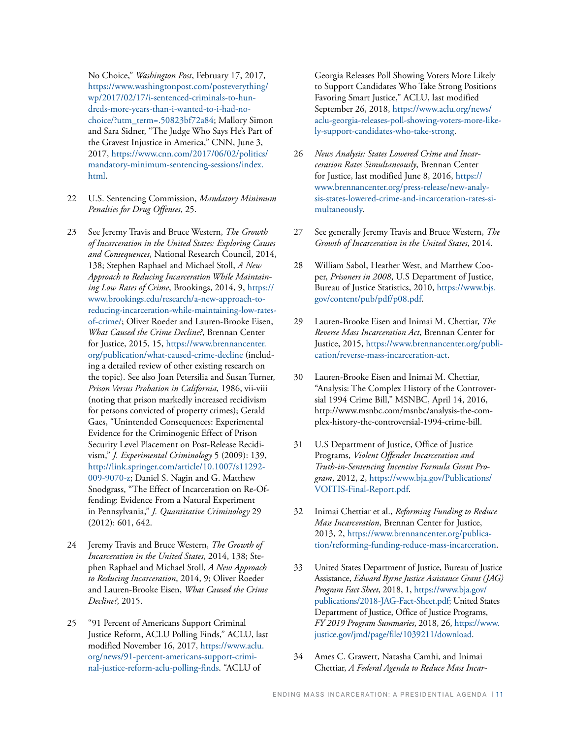No Choice," *Washington Post*, February 17, 2017, https://www.washingtonpost.com/posteverything/wp/2017/02/17/i-sentenced-criminals-to-hundreds-more-years-than-i-wanted-to-i-had-no-choice/?utm_term=.50823bf72a84; Mallory Simon and Sara Sidner, "The Judge Who Says He's Part of the Gravest Injustice in America," CNN, June 3, 2017, https://www.cnn.com/2017/06/02/politics/mandatory-minimum-sentencing-sessions/index.html.

22 U.S. Sentencing Commission, *Mandatory Minimum Penalties for Drug Offenses*, 25.

23 See Jeremy Travis and Bruce Western, *The Growth of Incarceration in the United States: Exploring Causes and Consequences*, National Research Council, 2014, 138; Stephen Raphael and Michael Stoll, *A New Approach to Reducing Incarceration While Maintaining Low Rates of Crime*, Brookings, 2014, 9, https://www.brookings.edu/research/a-new-approach-to-reducing-incarceration-while-maintaining-low-rates-of-crime/; Oliver Roeder and Lauren-Brooke Eisen, *What Caused the Crime Decline?*, Brennan Center for Justice, 2015, 15, https://www.brennancenter.org/publication/what-caused-crime-decline (including a detailed review of other existing research on the topic). See also Joan Petersilia and Susan Turner, *Prison Versus Probation in California*, 1986, vii-viii (noting that prison markedly increased recidivism for persons convicted of property crimes); Gerald Gaes, "Unintended Consequences: Experimental Evidence for the Criminogenic Effect of Prison Security Level Placement on Post-Release Recidivism," *J. Experimental Criminology* 5 (2009): 139, http://link.springer.com/article/10.1007/s11292-009-9070-z; Daniel S. Nagin and G. Matthew Snodgrass, "The Effect of Incarceration on Re-Offending: Evidence From a Natural Experiment in Pennsylvania," *J. Quantitative Criminology* 29 (2012): 601, 642.

24 Jeremy Travis and Bruce Western, *The Growth of Incarceration in the United States*, 2014, 138; Stephen Raphael and Michael Stoll, *A New Approach to Reducing Incarceration*, 2014, 9; Oliver Roeder and Lauren-Brooke Eisen, *What Caused the Crime Decline?*, 2015.

25 "91 Percent of Americans Support Criminal Justice Reform, ACLU Polling Finds," ACLU, last modified November 16, 2017, https://www.aclu.org/news/91-percent-americans-support-criminal-justice-reform-aclu-polling-finds. "ACLU of Georgia Releases Poll Showing Voters More Likely to Support Candidates Who Take Strong Positions Favoring Smart Justice," ACLU, last modified September 26, 2018, https://www.aclu.org/news/aclu-georgia-releases-poll-showing-voters-more-likely-support-candidates-who-take-strong.

26 *News Analysis: States Lowered Crime and Incarceration Rates Simultaneously*, Brennan Center for Justice, last modified June 8, 2016, https://www.brennancenter.org/press-release/new-analysis-states-lowered-crime-and-incarceration-rates-simultaneously.

27 See generally Jeremy Travis and Bruce Western, *The Growth of Incarceration in the United States*, 2014.

28 William Sabol, Heather West, and Matthew Cooper, *Prisoners in 2008*, U.S Department of Justice, Bureau of Justice Statistics, 2010, https://www.bjs.gov/content/pub/pdf/p08.pdf.

29 Lauren-Brooke Eisen and Inimai M. Chettiar, *The Reverse Mass Incarceration Act*, Brennan Center for Justice, 2015, https://www.brennancenter.org/publication/reverse-mass-incarceration-act.

30 Lauren-Brooke Eisen and Inimai M. Chettiar, "Analysis: The Complex History of the Controversial 1994 Crime Bill," MSNBC, April 14, 2016, http://www.msnbc.com/msnbc/analysis-the-complex-history-the-controversial-1994-crime-bill.

31 U.S Department of Justice, Office of Justice Programs, *Violent Offender Incarceration and Truth-in-Sentencing Incentive Formula Grant Program*, 2012, 2, https://www.bja.gov/Publications/VOITIS-Final-Report.pdf.

32 Inimai Chettiar et al., *Reforming Funding to Reduce Mass Incarceration*, Brennan Center for Justice, 2013, 2, https://www.brennancenter.org/publication/reforming-funding-reduce-mass-incarceration.

33 United States Department of Justice, Bureau of Justice Assistance, *Edward Byrne Justice Assistance Grant (JAG) Program Fact Sheet*, 2018, 1, https://www.bja.gov/publications/2018-JAG-Fact-Sheet.pdf; United States Department of Justice, Office of Justice Programs, *FY 2019 Program Summaries*, 2018, 26, https://www.justice.gov/jmd/page/file/1039211/download.

34 Ames C. Grawert, Natasha Camhi, and Inimai Chettiar, *A Federal Agenda to Reduce Mass Incar-*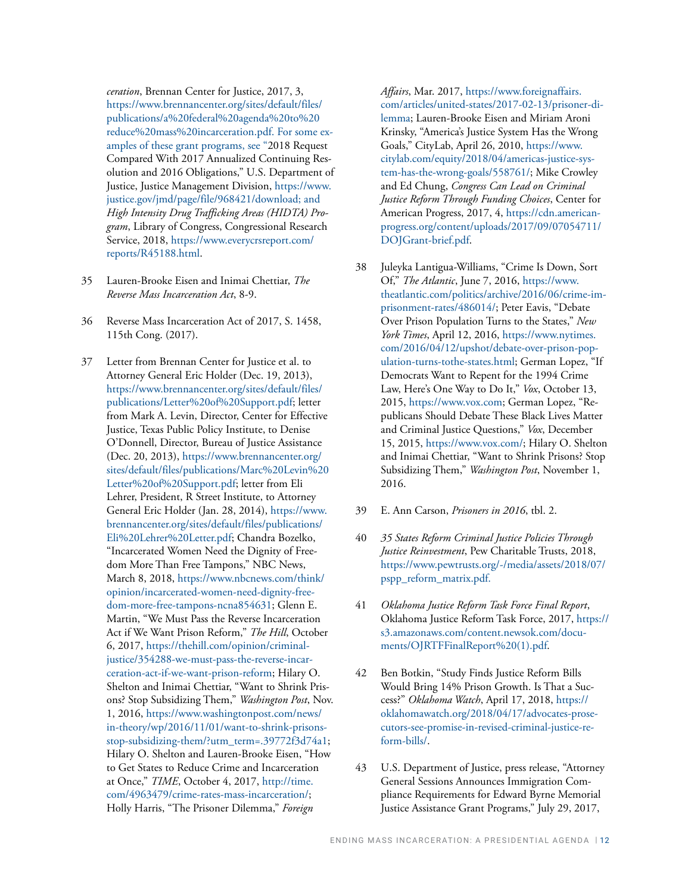*ceration*, Brennan Center for Justice, 2017, 3, https://www.brennancenter.org/sites/default/files/publications/a%20federal%20agenda%20to%20reduce%20mass%20incarceration.pdf. For some examples of these grant programs, see "2018 Request Compared With 2017 Annualized Continuing Resolution and 2016 Obligations," U.S. Department of Justice, Justice Management Division, https://www.justice.gov/jmd/page/file/968421/download; and *High Intensity Drug Trafficking Areas (HIDTA) Program*, Library of Congress, Congressional Research Service, 2018, https://www.everycrsreport.com/reports/R45188.html.

35 Lauren-Brooke Eisen and Inimai Chettiar, *The Reverse Mass Incarceration Act*, 8-9.

36 Reverse Mass Incarceration Act of 2017, S. 1458, 115th Cong. (2017).

37 Letter from Brennan Center for Justice et al. to Attorney General Eric Holder (Dec. 19, 2013), https://www.brennancenter.org/sites/default/files/publications/Letter%20of%20Support.pdf; letter from Mark A. Levin, Director, Center for Effective Justice, Texas Public Policy Institute, to Denise O'Donnell, Director, Bureau of Justice Assistance (Dec. 20, 2013), https://www.brennancenter.org/sites/default/files/publications/Marc%20Levin%20Letter%20of%20Support.pdf; letter from Eli Lehrer, President, R Street Institute, to Attorney General Eric Holder (Jan. 28, 2014), https://www.brennancenter.org/sites/default/files/publications/Eli%20Lehrer%20Letter.pdf; Chandra Bozelko, "Incarcerated Women Need the Dignity of Freedom More Than Free Tampons," NBC News, March 8, 2018, https://www.nbcnews.com/think/opinion/incarcerated-women-need-dignity-freedom-more-free-tampons-ncna854631; Glenn E. Martin, "We Must Pass the Reverse Incarceration Act if We Want Prison Reform," *The Hill*, October 6, 2017, https://thehill.com/opinion/criminal-justice/354288-we-must-pass-the-reverse-incarceration-act-if-we-want-prison-reform; Hilary O. Shelton and Inimai Chettiar, "Want to Shrink Prisons? Stop Subsidizing Them," *Washington Post*, Nov. 1, 2016, https://www.washingtonpost.com/news/in-theory/wp/2016/11/01/want-to-shrink-prisons-stop-subsidizing-them/?utm_term=.39772f3d74a1; Hilary O. Shelton and Lauren-Brooke Eisen, "How to Get States to Reduce Crime and Incarceration at Once," *TIME*, October 4, 2017, http://time.com/4963479/crime-rates-mass-incarceration/; Holly Harris, "The Prisoner Dilemma," *Foreign Affairs*, Mar. 2017, https://www.foreignaffairs.com/articles/united-states/2017-02-13/prisoner-dilemma; Lauren-Brooke Eisen and Miriam Aroni Krinsky, "America's Justice System Has the Wrong Goals," CityLab, April 26, 2010, https://www.citylab.com/equity/2018/04/americas-justice-system-has-the-wrong-goals/558761/; Mike Crowley and Ed Chung, *Congress Can Lead on Criminal Justice Reform Through Funding Choices*, Center for American Progress, 2017, 4, https://cdn.americanprogress.org/content/uploads/2017/09/07054711/DOJGrant-brief.pdf.

38 Juleyka Lantigua-Williams, "Crime Is Down, Sort Of," *The Atlantic*, June 7, 2016, https://www.theatlantic.com/politics/archive/2016/06/crime-imprisonment-rates/486014/; Peter Eavis, "Debate Over Prison Population Turns to the States," *New York Times*, April 12, 2016, https://www.nytimes.com/2016/04/12/upshot/debate-over-prison-population-turns-tothe-states.html; German Lopez, "If Democrats Want to Repent for the 1994 Crime Law, Here's One Way to Do It," *Vox*, October 13, 2015, https://www.vox.com; German Lopez, "Republicans Should Debate These Black Lives Matter and Criminal Justice Questions," *Vox*, December 15, 2015, https://www.vox.com/; Hilary O. Shelton and Inimai Chettiar, "Want to Shrink Prisons? Stop Subsidizing Them," *Washington Post*, November 1, 2016.

39 E. Ann Carson, *Prisoners in 2016*, tbl. 2.

40 *35 States Reform Criminal Justice Policies Through Justice Reinvestment*, Pew Charitable Trusts, 2018, https://www.pewtrusts.org/-/media/assets/2018/07/pspp_reform_matrix.pdf.

41 *Oklahoma Justice Reform Task Force Final Report*, Oklahoma Justice Reform Task Force, 2017, https://s3.amazonaws.com/content.newsok.com/documents/OJRTFFinalReport%20(1).pdf.

42 Ben Botkin, "Study Finds Justice Reform Bills Would Bring 14% Prison Growth. Is That a Success?" *Oklahoma Watch*, April 17, 2018, https://oklahomawatch.org/2018/04/17/advocates-prosecutors-see-promise-in-revised-criminal-justice-reform-bills/.

43 U.S. Department of Justice, press release, "Attorney General Sessions Announces Immigration Compliance Requirements for Edward Byrne Memorial Justice Assistance Grant Programs," July 29, 2017,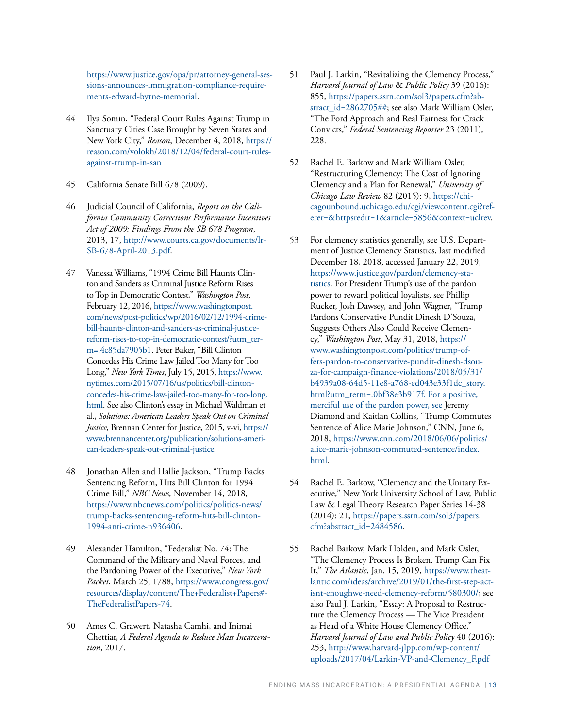https://www.justice.gov/opa/pr/attorney-general-sessions-announces-immigration-compliance-requirements-edward-byrne-memorial.

44 Ilya Somin, "Federal Court Rules Against Trump in Sanctuary Cities Case Brought by Seven States and New York City," *Reason*, December 4, 2018, https://reason.com/volokh/2018/12/04/federal-court-rules-against-trump-in-san

45 California Senate Bill 678 (2009).

46 Judicial Council of California, *Report on the California Community Corrections Performance Incentives Act of 2009: Findings From the SB 678 Program*, 2013, 17, http://www.courts.ca.gov/documents/lr-SB-678-April-2013.pdf.

47 Vanessa Williams, "1994 Crime Bill Haunts Clinton and Sanders as Criminal Justice Reform Rises to Top in Democratic Contest," *Washington Post*, February 12, 2016, https://www.washingtonpost.com/news/post-politics/wp/2016/02/12/1994-crime-bill-haunts-clinton-and-sanders-as-criminal-justice-reform-rises-to-top-in-democratic-contest/?utm_term=.4c85da7905b1. Peter Baker, "Bill Clinton Concedes His Crime Law Jailed Too Many for Too Long," *New York Times*, July 15, 2015, https://www.nytimes.com/2015/07/16/us/politics/bill-clinton-concedes-his-crime-law-jailed-too-many-for-too-long.html. See also Clinton's essay in Michael Waldman et al., *Solutions: American Leaders Speak Out on Criminal Justice*, Brennan Center for Justice, 2015, v-vi, https://www.brennancenter.org/publication/solutions-american-leaders-speak-out-criminal-justice.

48 Jonathan Allen and Hallie Jackson, "Trump Backs Sentencing Reform, Hits Bill Clinton for 1994 Crime Bill," *NBC News*, November 14, 2018, https://www.nbcnews.com/politics/politics-news/trump-backs-sentencing-reform-hits-bill-clinton-1994-anti-crime-n936406.

49 Alexander Hamilton, "Federalist No. 74: The Command of the Military and Naval Forces, and the Pardoning Power of the Executive," *New York Packet*, March 25, 1788, https://www.congress.gov/resources/display/content/The+Federalist+Papers#-TheFederalistPapers-74.

50 Ames C. Grawert, Natasha Camhi, and Inimai Chettiar, *A Federal Agenda to Reduce Mass Incarceration*, 2017.

51 Paul J. Larkin, "Revitalizing the Clemency Process," *Harvard Journal of Law & Public Policy* 39 (2016): 855, https://papers.ssrn.com/sol3/papers.cfm?abstract_id=2862705##; see also Mark William Osler, "The Ford Approach and Real Fairness for Crack Convicts," *Federal Sentencing Reporter* 23 (2011), 228.

52 Rachel E. Barkow and Mark William Osler, "Restructuring Clemency: The Cost of Ignoring Clemency and a Plan for Renewal," *University of Chicago Law Review* 82 (2015): 9, https://chicagounbound.uchicago.edu/cgi/viewcontent.cgi?referer=&httpsredir=1&article=5856&context=uclrev.

53 For clemency statistics generally, see U.S. Department of Justice Clemency Statistics, last modified December 18, 2018, accessed January 22, 2019, https://www.justice.gov/pardon/clemency-statistics. For President Trump's use of the pardon power to reward political loyalists, see Phillip Rucker, Josh Dawsey, and John Wagner, "Trump Pardons Conservative Pundit Dinesh D'Souza, Suggests Others Also Could Receive Clemency," *Washington Post*, May 31, 2018, https://www.washingtonpost.com/politics/trump-offers-pardon-to-conservative-pundit-dinesh-dsouza-for-campaign-finance-violations/2018/05/31/b4939a08-64d5-11e8-a768-ed043e33f1dc_story.html?utm_term=.0bf38e3b917f. For a positive, merciful use of the pardon power, see Jeremy Diamond and Kaitlan Collins, "Trump Commutes Sentence of Alice Marie Johnson," CNN, June 6, 2018, https://www.cnn.com/2018/06/06/politics/alice-marie-johnson-commuted-sentence/index.html.

54 Rachel E. Barkow, "Clemency and the Unitary Executive," New York University School of Law, Public Law & Legal Theory Research Paper Series 14-38 (2014): 21, https://papers.ssrn.com/sol3/papers.cfm?abstract_id=2484586.

55 Rachel Barkow, Mark Holden, and Mark Osler, "The Clemency Process Is Broken. Trump Can Fix It," *The Atlantic*, Jan. 15, 2019, https://www.theatlantic.com/ideas/archive/2019/01/the-first-step-act-isnt-enoughwe-need-clemency-reform/580300/; see also Paul J. Larkin, "Essay: A Proposal to Restructure the Clemency Process — The Vice President as Head of a White House Clemency Office," *Harvard Journal of Law and Public Policy* 40 (2016): 253, http://www.harvard-jlpp.com/wp-content/uploads/2017/04/Larkin-VP-and-Clemency_F.pdf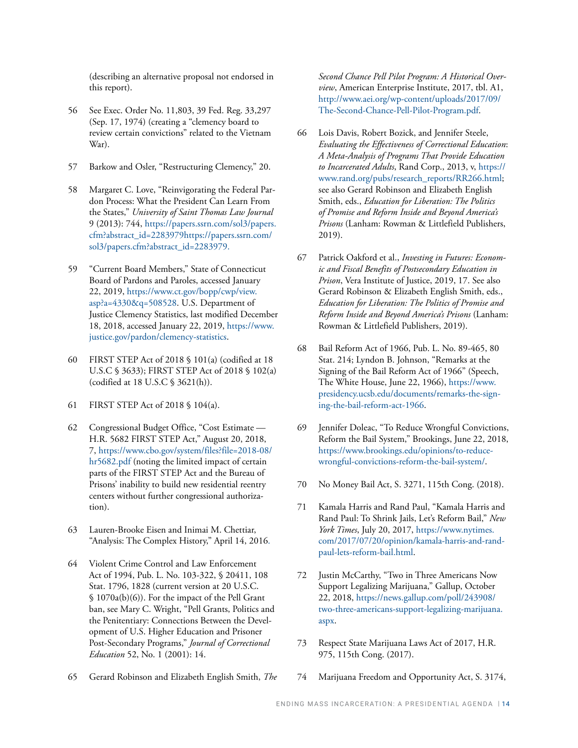(describing an alternative proposal not endorsed in this report).

56 See Exec. Order No. 11,803, 39 Fed. Reg. 33,297 (Sep. 17, 1974) (creating a "clemency board to review certain convictions" related to the Vietnam War).

57 Barkow and Osler, "Restructuring Clemency," 20.

58 Margaret C. Love, "Reinvigorating the Federal Pardon Process: What the President Can Learn From the States," *University of Saint Thomas Law Journal* 9 (2013): 744, https://papers.ssrn.com/sol3/papers.cfm?abstract_id=2283979https://papers.ssrn.com/sol3/papers.cfm?abstract_id=2283979.

59 "Current Board Members," State of Connecticut Board of Pardons and Paroles, accessed January 22, 2019, https://www.ct.gov/bopp/cwp/view.asp?a=4330&q=508528. U.S. Department of Justice Clemency Statistics, last modified December 18, 2018, accessed January 22, 2019, https://www.justice.gov/pardon/clemency-statistics.

60 FIRST STEP Act of 2018 § 101(a) (codified at 18 U.S.C § 3633); FIRST STEP Act of 2018 § 102(a) (codified at 18 U.S.C § 3621(h)).

61 FIRST STEP Act of 2018 § 104(a).

62 Congressional Budget Office, "Cost Estimate — H.R. 5682 FIRST STEP Act," August 20, 2018, 7, https://www.cbo.gov/system/files?file=2018-08/hr5682.pdf (noting the limited impact of certain parts of the FIRST STEP Act and the Bureau of Prisons' inability to build new residential reentry centers without further congressional authorization).

63 Lauren-Brooke Eisen and Inimai M. Chettiar, "Analysis: The Complex History," April 14, 2016.

64 Violent Crime Control and Law Enforcement Act of 1994, Pub. L. No. 103-322, § 20411, 108 Stat. 1796, 1828 (current version at 20 U.S.C. § 1070a(b)(6)). For the impact of the Pell Grant ban, see Mary C. Wright, "Pell Grants, Politics and the Penitentiary: Connections Between the Development of U.S. Higher Education and Prisoner Post-Secondary Programs," *Journal of Correctional Education* 52, No. 1 (2001): 14.

65 Gerard Robinson and Elizabeth English Smith, *The Second Chance Pell Pilot Program: A Historical Overview*, American Enterprise Institute, 2017, tbl. A1, http://www.aei.org/wp-content/uploads/2017/09/The-Second-Chance-Pell-Pilot-Program.pdf.

66 Lois Davis, Robert Bozick, and Jennifer Steele, *Evaluating the Effectiveness of Correctional Education*: *A Meta-Analysis of Programs That Provide Education to Incarcerated Adults*, Rand Corp., 2013, v, https://www.rand.org/pubs/research_reports/RR266.html; see also Gerard Robinson and Elizabeth English Smith, eds., *Education for Liberation: The Politics of Promise and Reform Inside and Beyond America's Prisons* (Lanham: Rowman & Littlefield Publishers, 2019).

67 Patrick Oakford et al., *Investing in Futures: Economic and Fiscal Benefits of Postsecondary Education in Prison*, Vera Institute of Justice, 2019, 17. See also Gerard Robinson & Elizabeth English Smith, eds., *Education for Liberation: The Politics of Promise and Reform Inside and Beyond America's Prisons* (Lanham: Rowman & Littlefield Publishers, 2019).

68 Bail Reform Act of 1966, Pub. L. No. 89-465, 80 Stat. 214; Lyndon B. Johnson, "Remarks at the Signing of the Bail Reform Act of 1966" (Speech, The White House, June 22, 1966), https://www.presidency.ucsb.edu/documents/remarks-the-signing-the-bail-reform-act-1966.

69 Jennifer Doleac, "To Reduce Wrongful Convictions, Reform the Bail System," Brookings, June 22, 2018, https://www.brookings.edu/opinions/to-reduce-wrongful-convictions-reform-the-bail-system/.

70 No Money Bail Act, S. 3271, 115th Cong. (2018).

71 Kamala Harris and Rand Paul, "Kamala Harris and Rand Paul: To Shrink Jails, Let's Reform Bail," *New York Times*, July 20, 2017, https://www.nytimes.com/2017/07/20/opinion/kamala-harris-and-rand-paul-lets-reform-bail.html.

72 Justin McCarthy, "Two in Three Americans Now Support Legalizing Marijuana," Gallup, October 22, 2018, https://news.gallup.com/poll/243908/two-three-americans-support-legalizing-marijuana.aspx.

73 Respect State Marijuana Laws Act of 2017, H.R. 975, 115th Cong. (2017).

74 Marijuana Freedom and Opportunity Act, S. 3174,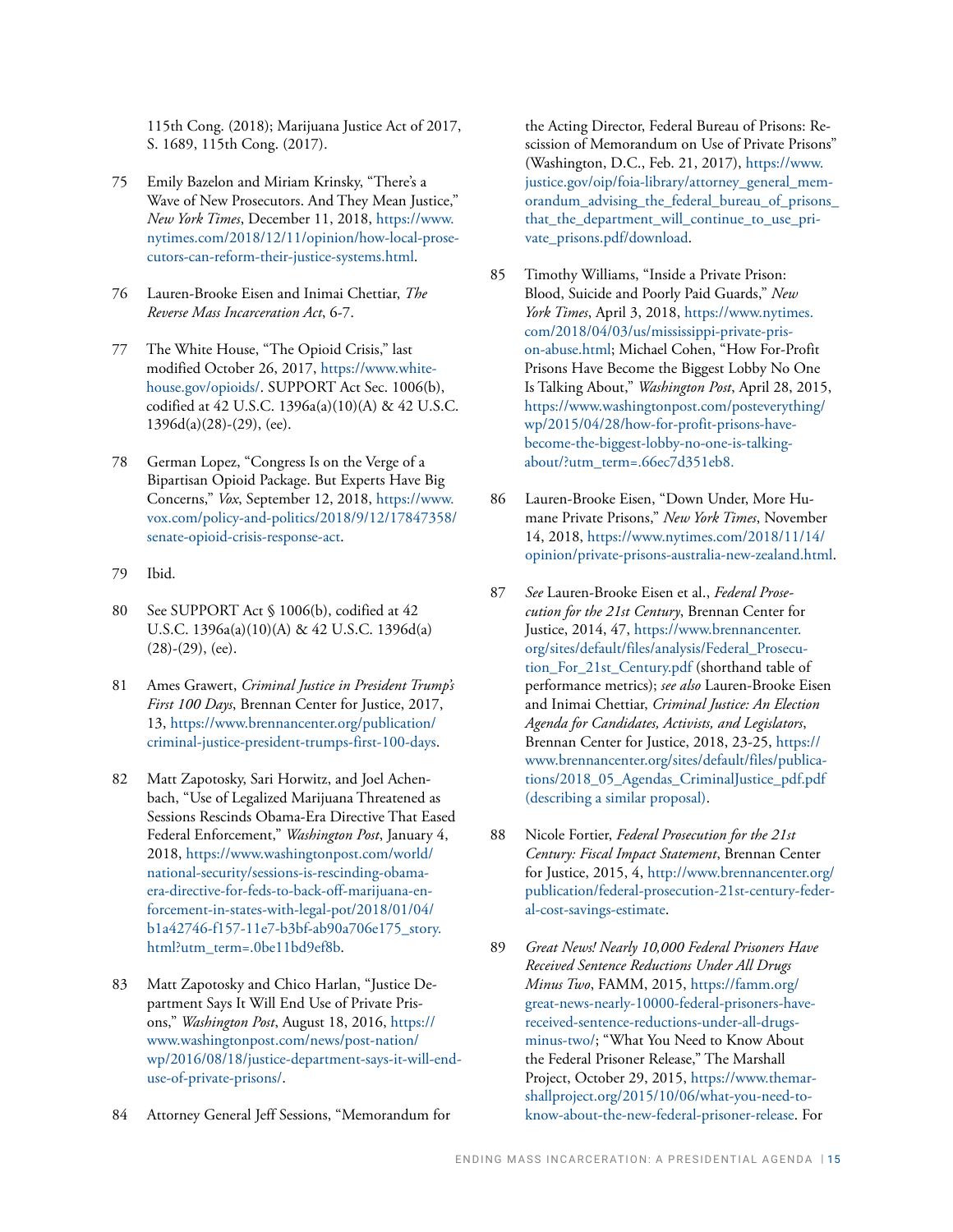115th Cong. (2018); Marijuana Justice Act of 2017, S. 1689, 115th Cong. (2017).

75 Emily Bazelon and Miriam Krinsky, "There's a Wave of New Prosecutors. And They Mean Justice," *New York Times*, December 11, 2018, https://www.nytimes.com/2018/12/11/opinion/how-local-prosecutors-can-reform-their-justice-systems.html.

76 Lauren-Brooke Eisen and Inimai Chettiar, *The Reverse Mass Incarceration Act*, 6-7.

77 The White House, "The Opioid Crisis," last modified October 26, 2017, https://www.whitehouse.gov/opioids/. SUPPORT Act Sec. 1006(b), codified at 42 U.S.C. 1396a(a)(10)(A) & 42 U.S.C. 1396d(a)(28)-(29), (ee).

78 German Lopez, "Congress Is on the Verge of a Bipartisan Opioid Package. But Experts Have Big Concerns," *Vox*, September 12, 2018, https://www.vox.com/policy-and-politics/2018/9/12/17847358/senate-opioid-crisis-response-act.

79 Ibid.

80 See SUPPORT Act § 1006(b), codified at 42 U.S.C. 1396a(a)(10)(A) & 42 U.S.C. 1396d(a)(28)-(29), (ee).

81 Ames Grawert, *Criminal Justice in President Trump's First 100 Days*, Brennan Center for Justice, 2017, 13, https://www.brennancenter.org/publication/criminal-justice-president-trumps-first-100-days.

82 Matt Zapotosky, Sari Horwitz, and Joel Achenbach, "Use of Legalized Marijuana Threatened as Sessions Rescinds Obama-Era Directive That Eased Federal Enforcement," *Washington Post*, January 4, 2018, https://www.washingtonpost.com/world/national-security/sessions-is-rescinding-obama-era-directive-for-feds-to-back-off-marijuana-enforcement-in-states-with-legal-pot/2018/01/04/b1a42746-f157-11e7-b3bf-ab90a706e175_story.html?utm_term=.0be11bd9ef8b.

83 Matt Zapotosky and Chico Harlan, "Justice Department Says It Will End Use of Private Prisons," *Washington Post*, August 18, 2016, https://www.washingtonpost.com/news/post-nation/wp/2016/08/18/justice-department-says-it-will-end-use-of-private-prisons/.

84 Attorney General Jeff Sessions, "Memorandum for the Acting Director, Federal Bureau of Prisons: Rescission of Memorandum on Use of Private Prisons" (Washington, D.C., Feb. 21, 2017), https://www.justice.gov/oip/foia-library/attorney_general_memorandum_advising_the_federal_bureau_of_prisons_that_the_department_will_continue_to_use_private_prisons.pdf/download.

85 Timothy Williams, "Inside a Private Prison: Blood, Suicide and Poorly Paid Guards," *New York Times*, April 3, 2018, https://www.nytimes.com/2018/04/03/us/mississippi-private-prison-abuse.html; Michael Cohen, "How For-Profit Prisons Have Become the Biggest Lobby No One Is Talking About," *Washington Post*, April 28, 2015, https://www.washingtonpost.com/posteverything/wp/2015/04/28/how-for-profit-prisons-have-become-the-biggest-lobby-no-one-is-talking-about/?utm_term=.66ec7d351eb8.

86 Lauren-Brooke Eisen, "Down Under, More Humane Private Prisons," *New York Times*, November 14, 2018, https://www.nytimes.com/2018/11/14/opinion/private-prisons-australia-new-zealand.html.

87 *See* Lauren-Brooke Eisen et al., *Federal Prosecution for the 21st Century*, Brennan Center for Justice, 2014, 47, https://www.brennancenter.org/sites/default/files/analysis/Federal_Prosecution_For_21st_Century.pdf (shorthand table of performance metrics); *see also* Lauren-Brooke Eisen and Inimai Chettiar, *Criminal Justice: An Election Agenda for Candidates, Activists, and Legislators*, Brennan Center for Justice, 2018, 23-25, https://www.brennancenter.org/sites/default/files/publications/2018_05_Agendas_CriminalJustice_pdf.pdf (describing a similar proposal).

88 Nicole Fortier, *Federal Prosecution for the 21st Century: Fiscal Impact Statement*, Brennan Center for Justice, 2015, 4, http://www.brennancenter.org/publication/federal-prosecution-21st-century-federal-cost-savings-estimate.

89 *Great News! Nearly 10,000 Federal Prisoners Have Received Sentence Reductions Under All Drugs Minus Two*, FAMM, 2015, https://famm.org/great-news-nearly-10000-federal-prisoners-have-received-sentence-reductions-under-all-drugs-minus-two/; "What You Need to Know About the Federal Prisoner Release," The Marshall Project, October 29, 2015, https://www.themarshallproject.org/2015/10/06/what-you-need-to-know-about-the-new-federal-prisoner-release. For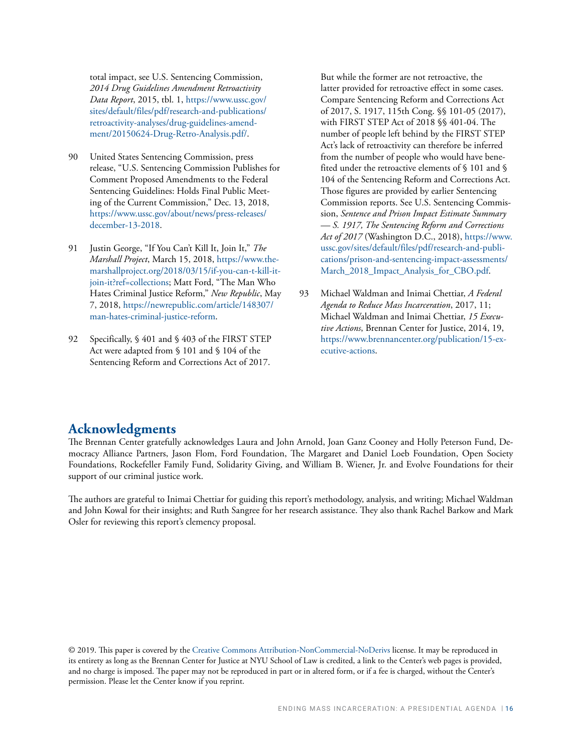total impact, see U.S. Sentencing Commission, *2014 Drug Guidelines Amendment Retroactivity Data Report*, 2015, tbl. 1, https://www.ussc.gov/sites/default/files/pdf/research-and-publications/retroactivity-analyses/drug-guidelines-amendment/20150624-Drug-Retro-Analysis.pdf/.

90 United States Sentencing Commission, press release, "U.S. Sentencing Commission Publishes for Comment Proposed Amendments to the Federal Sentencing Guidelines: Holds Final Public Meeting of the Current Commission," Dec. 13, 2018, https://www.ussc.gov/about/news/press-releases/december-13-2018.

91 Justin George, "If You Can't Kill It, Join It," *The Marshall Project*, March 15, 2018, https://www.themarshallproject.org/2018/03/15/if-you-can-t-kill-it-join-it?ref=collections; Matt Ford, "The Man Who Hates Criminal Justice Reform," *New Republic*, May 7, 2018, https://newrepublic.com/article/148307/man-hates-criminal-justice-reform.

92 Specifically, § 401 and § 403 of the FIRST STEP Act were adapted from § 101 and § 104 of the Sentencing Reform and Corrections Act of 2017. But while the former are not retroactive, the latter provided for retroactive effect in some cases. Compare Sentencing Reform and Corrections Act of 2017, S. 1917, 115th Cong. §§ 101-05 (2017), with FIRST STEP Act of 2018 §§ 401-04. The number of people left behind by the FIRST STEP Act's lack of retroactivity can therefore be inferred from the number of people who would have benefited under the retroactive elements of § 101 and § 104 of the Sentencing Reform and Corrections Act. Those figures are provided by earlier Sentencing Commission reports. See U.S. Sentencing Commission, *Sentence and Prison Impact Estimate Summary — S. 1917, The Sentencing Reform and Corrections Act of 2017* (Washington D.C., 2018), https://www.ussc.gov/sites/default/files/pdf/research-and-publications/prison-and-sentencing-impact-assessments/March_2018_Impact_Analysis_for_CBO.pdf.

93 Michael Waldman and Inimai Chettiar, *A Federal Agenda to Reduce Mass Incarceration*, 2017, 11; Michael Waldman and Inimai Chettiar, *15 Executive Actions*, Brennan Center for Justice, 2014, 19, https://www.brennancenter.org/publication/15-executive-actions.

## Acknowledgments

The Brennan Center gratefully acknowledges Laura and John Arnold, Joan Ganz Cooney and Holly Peterson Fund, Democracy Alliance Partners, Jason Flom, Ford Foundation, The Margaret and Daniel Loeb Foundation, Open Society Foundations, Rockefeller Family Fund, Solidarity Giving, and William B. Wiener, Jr. and Evolve Foundations for their support of our criminal justice work.

The authors are grateful to Inimai Chettiar for guiding this report's methodology, analysis, and writing; Michael Waldman and John Kowal for their insights; and Ruth Sangree for her research assistance. They also thank Rachel Barkow and Mark Osler for reviewing this report's clemency proposal.

© 2019. This paper is covered by the Creative Commons Attribution-NonCommercial-NoDerivs license. It may be reproduced in its entirety as long as the Brennan Center for Justice at NYU School of Law is credited, a link to the Center's web pages is provided, and no charge is imposed. The paper may not be reproduced in part or in altered form, or if a fee is charged, without the Center's permission. Please let the Center know if you reprint.